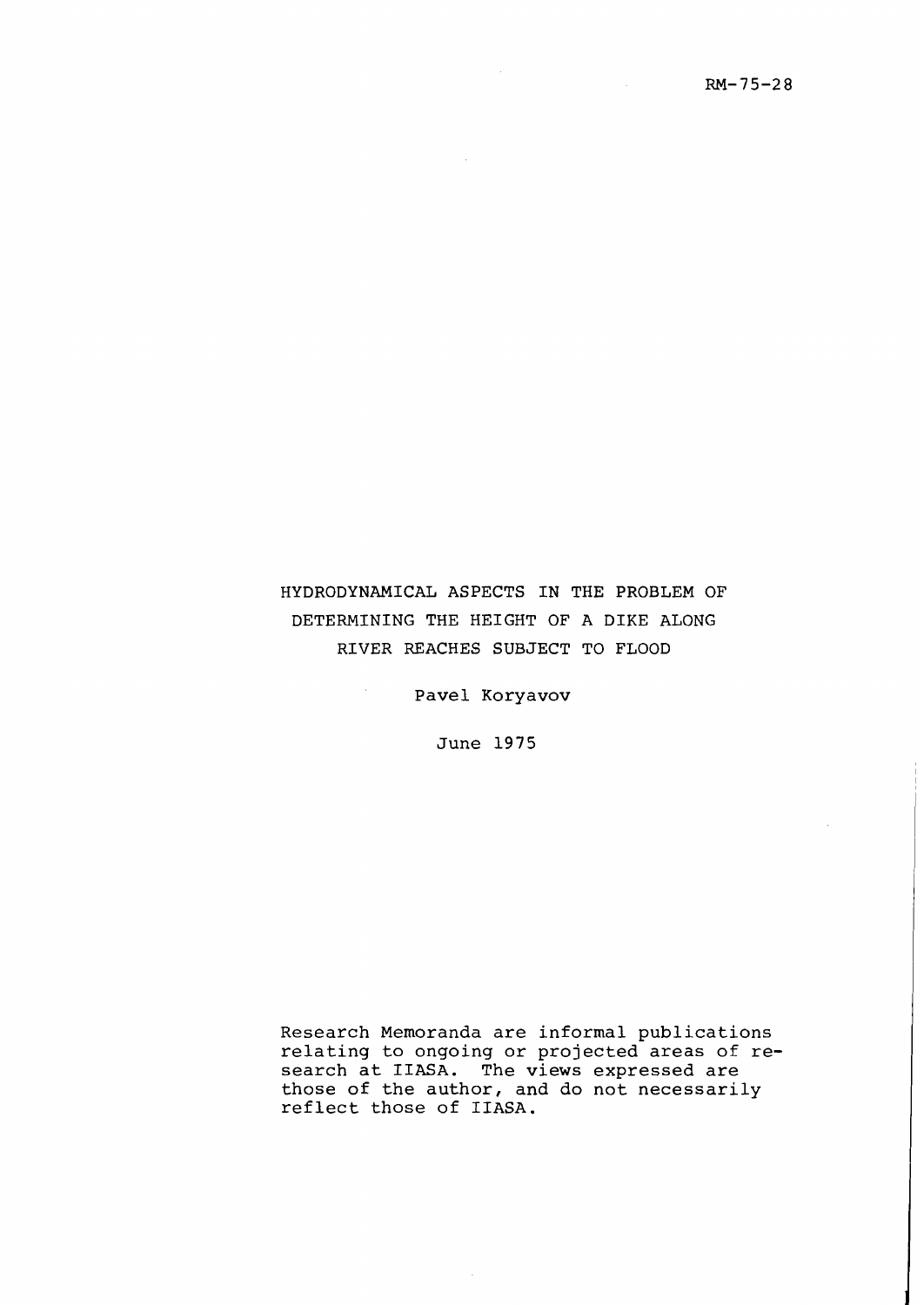RM-75-28

# HYDRODYNAMICAL ASPECTS IN THE PROBLEM OF DETERMINING THE HEIGHT OF A DIKE ALONG RIVER REACHES SUBJECT TO FLOOD

Pavel Koryavov

June 1975

Research Memoranda are informal publications relating to ongoing or projected areas of research at IIASA. The views expressed are those of the author, and do not necessarily reflect those of IIASA.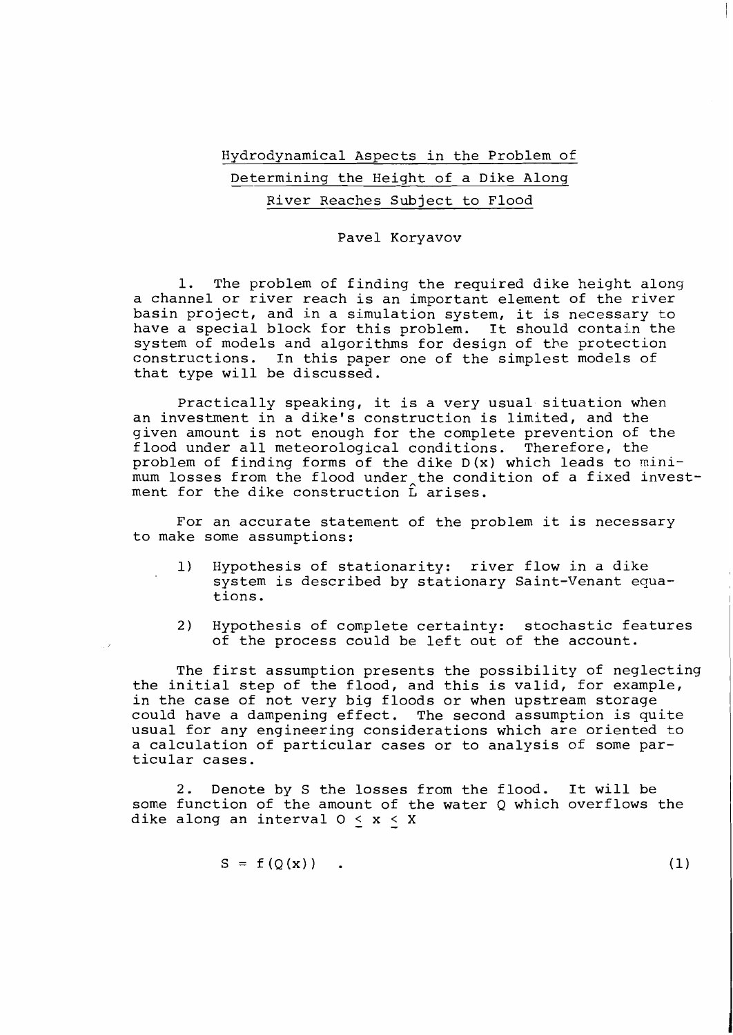# Hydrodynamical Aspects in the Problem of Determining the Height of a Dike Along River Reaches Subject to Flood

Pavel Koryavov

1. The problem of finding the required dike height along a channel or river reach is an important element of the river basin project, and in a simulation system, it is necessary to have a special block for this problem. It should contain the system of models and algorithms for design of the protection constructions. In this paper one of the simplest models of that type will be discussed.

Practically speaking, it is a very usual situation when an investment in a dike's construction is limited, and the given amount is not enough for the complete prevention of the flood under all meteorological conditions. Therefore, the problem of finding forms of the dike $D(x)$ which leads to minimum losses from the flood under the condition of a fixed investment for the dike construction $\hat{L}$ arises.

For an accurate statement of the problem it is necessary to make some assumptions:

1) Hypothesis of stationarity: river flow in a dike system is described by stationary Saint-Venant equations.

2) Hypothesis of complete certainty: stochastic features of the process could be left out of the account.

The first assumption presents the possibility of neglecting the initial step of the flood, and this is valid, for example, in the case of not very big floods or when upstream storage could have a dampening effect. The second assumption is quite usual for any engineering considerations which are oriented to a calculation of particular cases or to analysis of some particular cases.

2. Denote by S the losses from the flood. It will be some function of the amount of the water Q which overflows the dike along an interval $0 \leq x \leq X$

$$S = f(Q(x)) \quad . \tag{1}$$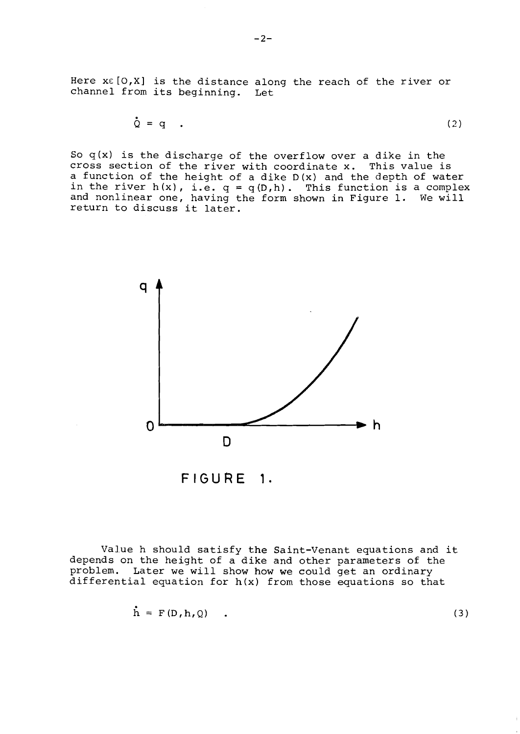Here $x \in [0,X]$ is the distance along the reach of the river or channel from its beginning. Let

$$\dot{Q} = q \quad . \tag{2}$$

So $q(x)$ is the discharge of the overflow over a dike in the cross section of the river with coordinate $x$. This value is a function of the height of a dike $D(x)$ and the depth of water in the river $h(x)$, i.e. $q = q(D,h)$. This function is a complex and nonlinear one, having the form shown in Figure 1. We will return to discuss it later.

FIGURE 1.

Value $h$ should satisfy the Saint-Venant equations and it depends on the height of a dike and other parameters of the problem. Later we will show how we could get an ordinary differential equation for $h(x)$ from those equations so that

$$\dot{h} = F(D,h,Q) \quad . \tag{3}$$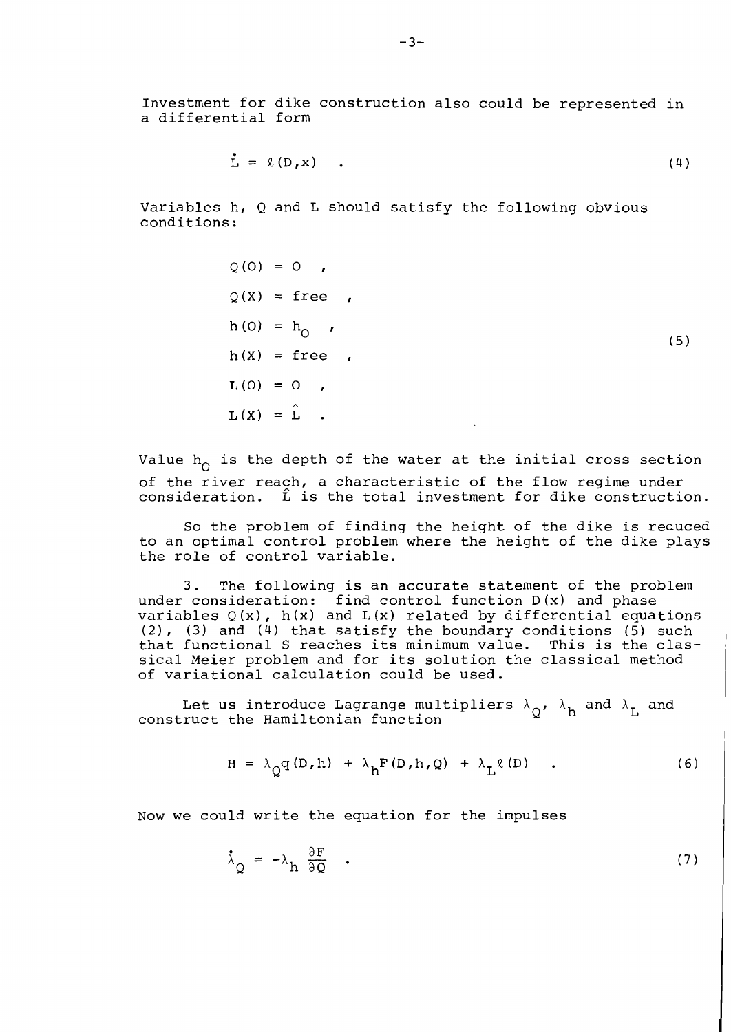Investment for dike construction also could be represented in a differential form

$$\dot{L} = \ell(D,x) \quad . \tag{4}$$

Variables h, Q and L should satisfy the following obvious conditions:

$$\begin{aligned} Q(0) &= 0 \quad , \\ Q(X) &= \text{free} \quad , \\ h(0) &= h_0 \quad , \\ h(X) &= \text{free} \quad , \\ L(0) &= 0 \quad , \\ L(X) &= \hat{L} \quad . \end{aligned} \tag{5}$$

Value $h_0$ is the depth of the water at the initial cross section of the river reach, a characteristic of the flow regime under consideration. $\hat{L}$ is the total investment for dike construction.

So the problem of finding the height of the dike is reduced to an optimal control problem where the height of the dike plays the role of control variable.

3. The following is an accurate statement of the problem under consideration: find control function $D(x)$ and phase variables $Q(x)$, $h(x)$ and $L(x)$ related by differential equations (2), (3) and (4) that satisfy the boundary conditions (5) such that functional S reaches its minimum value. This is the classical Meier problem and for its solution the classical method of variational calculation could be used.

Let us introduce Lagrange multipliers $\lambda_Q$, $\lambda_h$ and $\lambda_L$ and construct the Hamiltonian function

$$H = \lambda_Q q(D,h) + \lambda_h F(D,h,Q) + \lambda_L \ell(D) \quad . \tag{6}$$

Now we could write the equation for the impulses

$$\dot{\lambda}_Q = -\lambda_h \frac{\partial F}{\partial Q} \quad . \tag{7}$$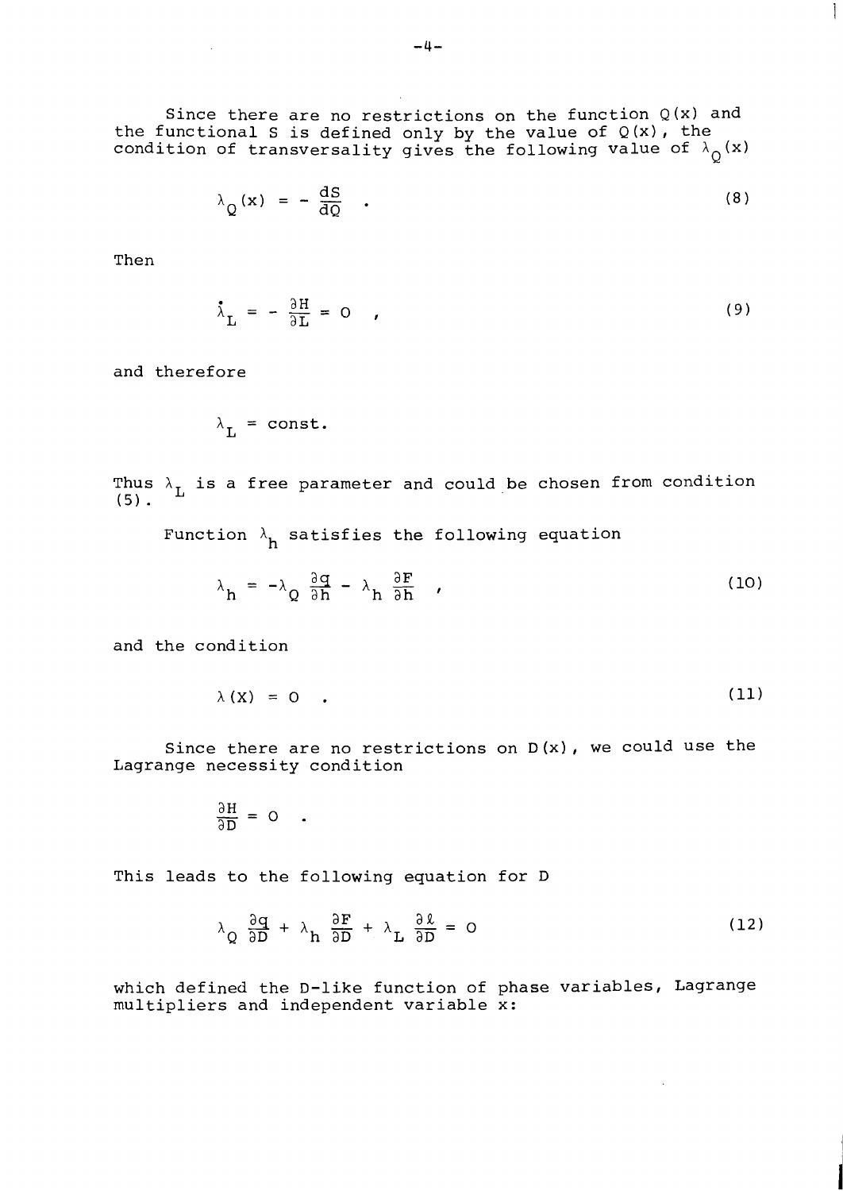Since there are no restrictions on the function $Q(x)$ and the functional $S$ is defined only by the value of $Q(x)$, the condition of transversality gives the following value of $\lambda_Q(x)$

$$\lambda_Q(x) = - \frac{dS}{dQ} \quad . \tag{8}$$

Then

$$\dot{\lambda}_L = - \frac{\partial H}{\partial L} = 0 \quad , \tag{9}$$

and therefore

$$\lambda_L = \text{const.}$$

Thus $\lambda_L$ is a free parameter and could be chosen from condition (5).

Function $\lambda_h$ satisfies the following equation

$$\lambda_h = -\lambda_Q \frac{\partial q}{\partial h} - \lambda_h \frac{\partial F}{\partial h} \quad , \tag{10}$$

and the condition

$$\lambda(X) = 0 \quad . \tag{11}$$

Since there are no restrictions on $D(x)$, we could use the Lagrange necessity condition

$$\frac{\partial H}{\partial D} = 0 \quad .$$

This leads to the following equation for D

$$\lambda_Q \frac{\partial q}{\partial D} + \lambda_h \frac{\partial F}{\partial D} + \lambda_L \frac{\partial \ell}{\partial D} = 0 \tag{12}$$

which defined the D-like function of phase variables, Lagrange multipliers and independent variable x: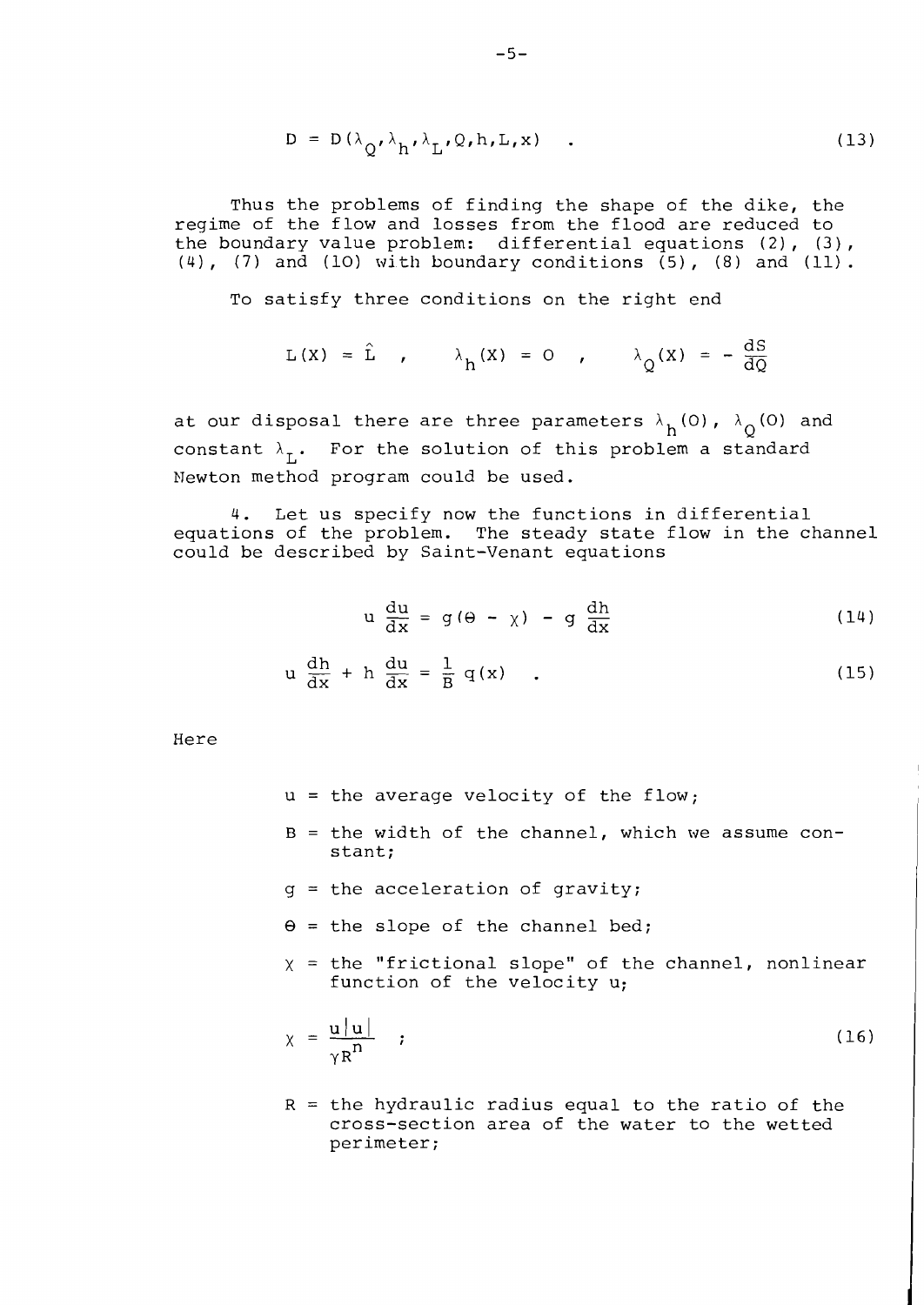$$D = D(\lambda_Q, \lambda_h, \lambda_L, Q, h, L, x) \quad . \tag{13}$$

Thus the problems of finding the shape of the dike, the regime of the flow and losses from the flood are reduced to the boundary value problem: differential equations (2), (3), (4), (7) and (10) with boundary conditions (5), (8) and (11).

To satisfy three conditions on the right end

$$L(X) = \hat{L} \quad , \qquad \lambda_h(X) = 0 \quad , \qquad \lambda_Q(X) = -\frac{dS}{dQ}$$

at our disposal there are three parameters $\lambda_h(0)$, $\lambda_Q(0)$ and constant $\lambda_L$. For the solution of this problem a standard Newton method program could be used.

4. Let us specify now the functions in differential equations of the problem. The steady state flow in the channel could be described by Saint-Venant equations

$$u \frac{du}{dx} = g(\theta - \chi) - g \frac{dh}{dx} \tag{14}$$

$$u \frac{dh}{dx} + h \frac{du}{dx} = \frac{1}{B} q(x) \quad . \tag{15}$$

Here

- $u$ = the average velocity of the flow;
- $B$ = the width of the channel, which we assume constant;
- $g$ = the acceleration of gravity;
- $\theta$ = the slope of the channel bed;
- $\chi$ = the "frictional slope" of the channel, nonlinear function of the velocity $u$;

$$\chi = \frac{u|u|}{\gamma R^n} \quad ; \tag{16}$$

- $R$ = the hydraulic radius equal to the ratio of the cross-section area of the water to the wetted perimeter;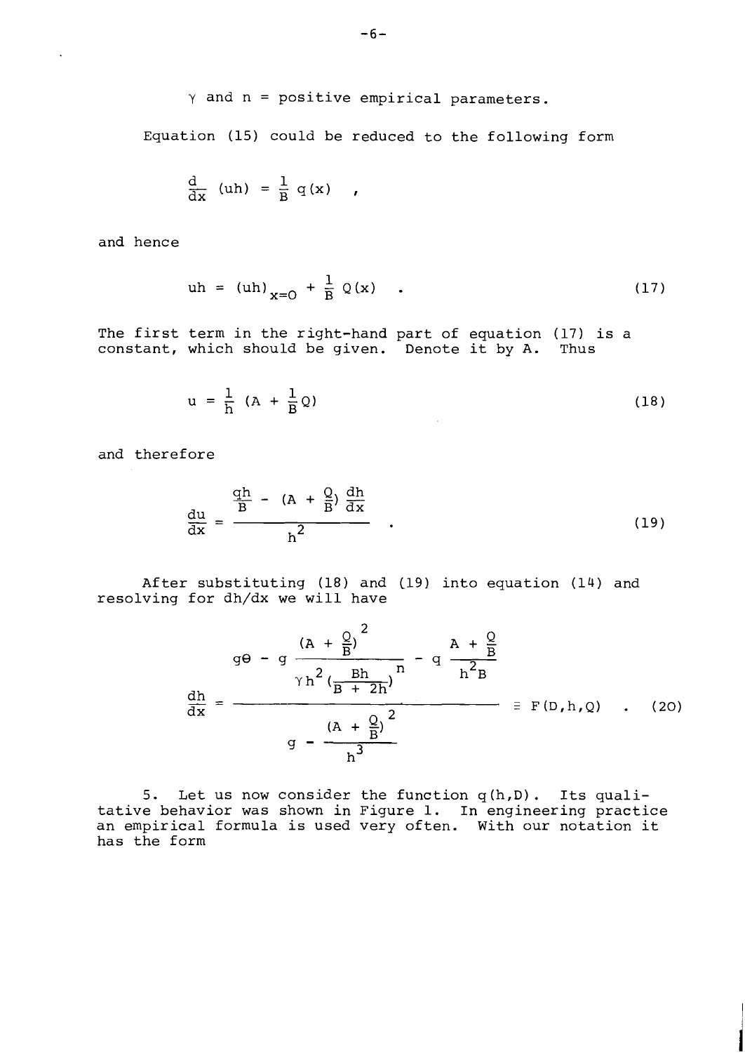$\gamma$ and $n$ = positive empirical parameters.

Equation (15) could be reduced to the following form

$$\frac{d}{dx}(uh) = \frac{1}{B}\, q(x) \quad ,$$

and hence

$$uh = (uh)_{x=0} + \frac{1}{B}\, Q(x) \quad . \tag{17}$$

The first term in the right-hand part of equation (17) is a constant, which should be given. Denote it by A. Thus

$$u = \frac{1}{h}\left(A + \frac{1}{B}Q\right) \tag{18}$$

and therefore

$$\frac{du}{dx} = \frac{\frac{qh}{B} - \left(A + \frac{Q}{B}\right)\frac{dh}{dx}}{h^2} \quad . \tag{19}$$

After substituting (18) and (19) into equation (14) and resolving for dh/dx we will have

$$\frac{dh}{dx} = \frac{g\Theta - g\,\dfrac{\left(A + \frac{Q}{B}\right)^2}{\gamma h^2 \left(\frac{Bh}{B + 2h}\right)^n} - q\,\dfrac{A + \frac{Q}{B}}{h^2 B}}{g - \dfrac{\left(A + \frac{Q}{B}\right)^2}{h^3}} \equiv F(D,h,Q) \quad . \tag{20}$$

5. Let us now consider the function $q(h,D)$. Its qualitative behavior was shown in Figure 1. In engineering practice an empirical formula is used very often. With our notation it has the form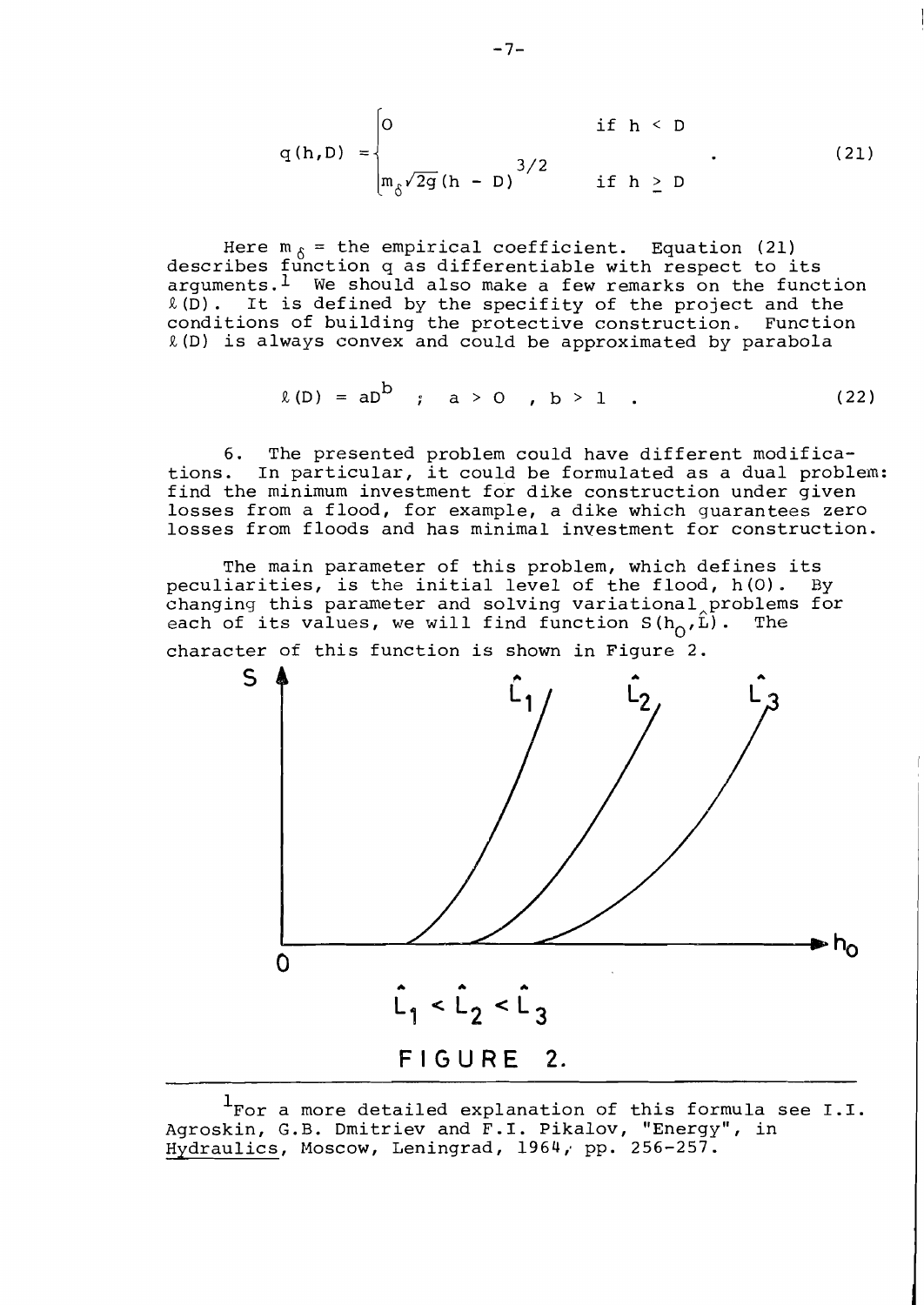$$q(h,D) = \begin{cases} 0 & \text{if } h < D \\ m_\delta \sqrt{2g}(h-D)^{3/2} & \text{if } h \geq D \end{cases} \quad . \tag{21}$$

Here $m_\delta$ = the empirical coefficient. Equation (21) describes function q as differentiable with respect to its arguments.[1] We should also make a few remarks on the function $\ell(D)$. It is defined by the specifity of the project and the conditions of building the protective construction. Function $\ell(D)$ is always convex and could be approximated by parabola

$$\ell(D) = aD^b \quad ; \quad a > 0 \quad , \; b > 1 \quad . \tag{22}$$

6. The presented problem could have different modifications. In particular, it could be formulated as a dual problem: find the minimum investment for dike construction under given losses from a flood, for example, a dike which guarantees zero losses from floods and has minimal investment for construction.

The main parameter of this problem, which defines its peculiarities, is the initial level of the flood, h(0). By changing this parameter and solving variational problems for each of its values, we will find function $S(h_0, \hat{L})$. The character of this function is shown in Figure 2.

$\hat{L}_1 < \hat{L}_2 < \hat{L}_3$

FIGURE 2.

---

[1] For a more detailed explanation of this formula see I.I. Agroskin, G.B. Dmitriev and F.I. Pikalov, "Energy", in *Hydraulics*, Moscow, Leningrad, 1964, pp. 256-257.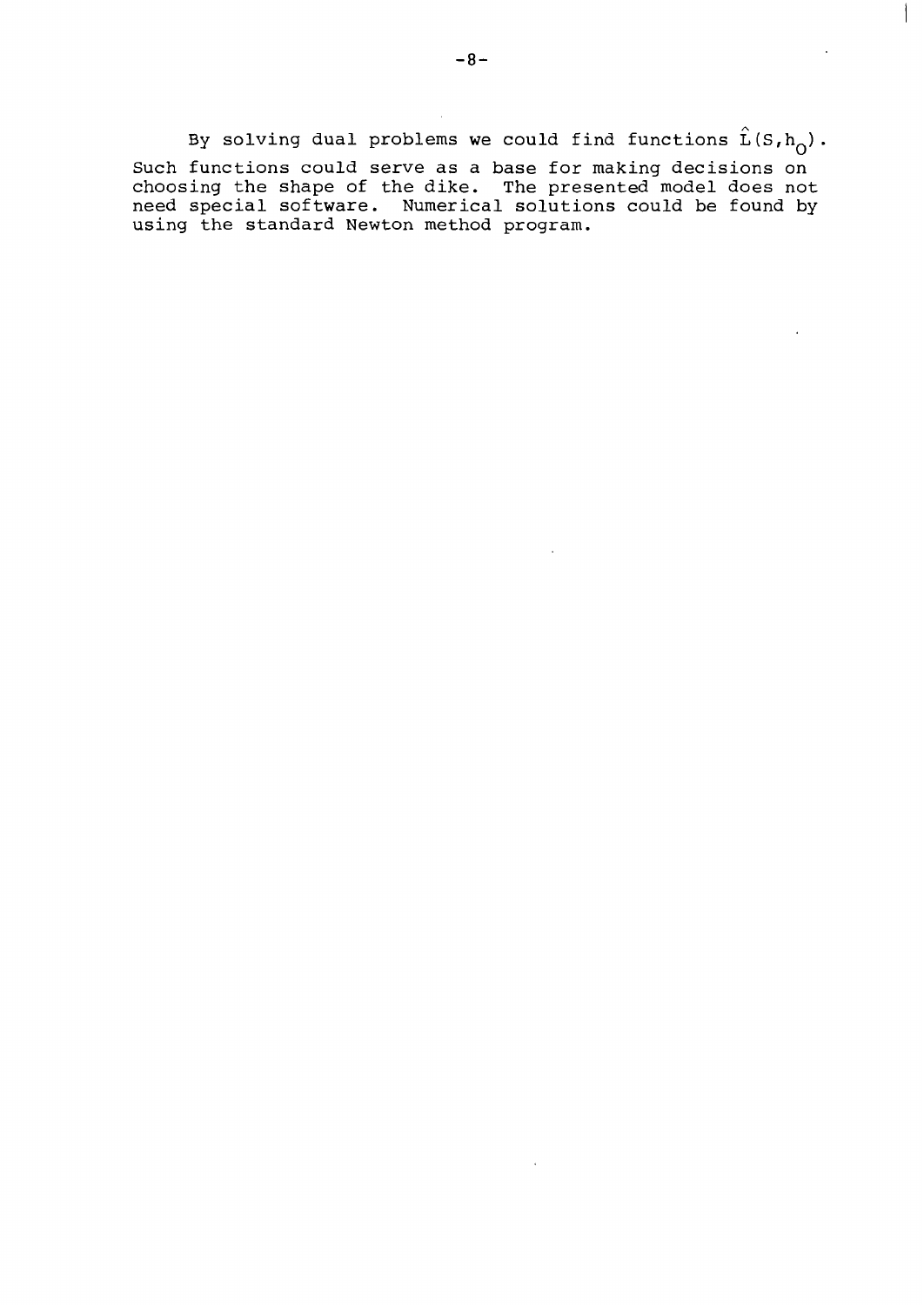By solving dual problems we could find functions $\hat{L}(S,h_0)$. Such functions could serve as a base for making decisions on choosing the shape of the dike. The presented model does not need special software. Numerical solutions could be found by using the standard Newton method program.